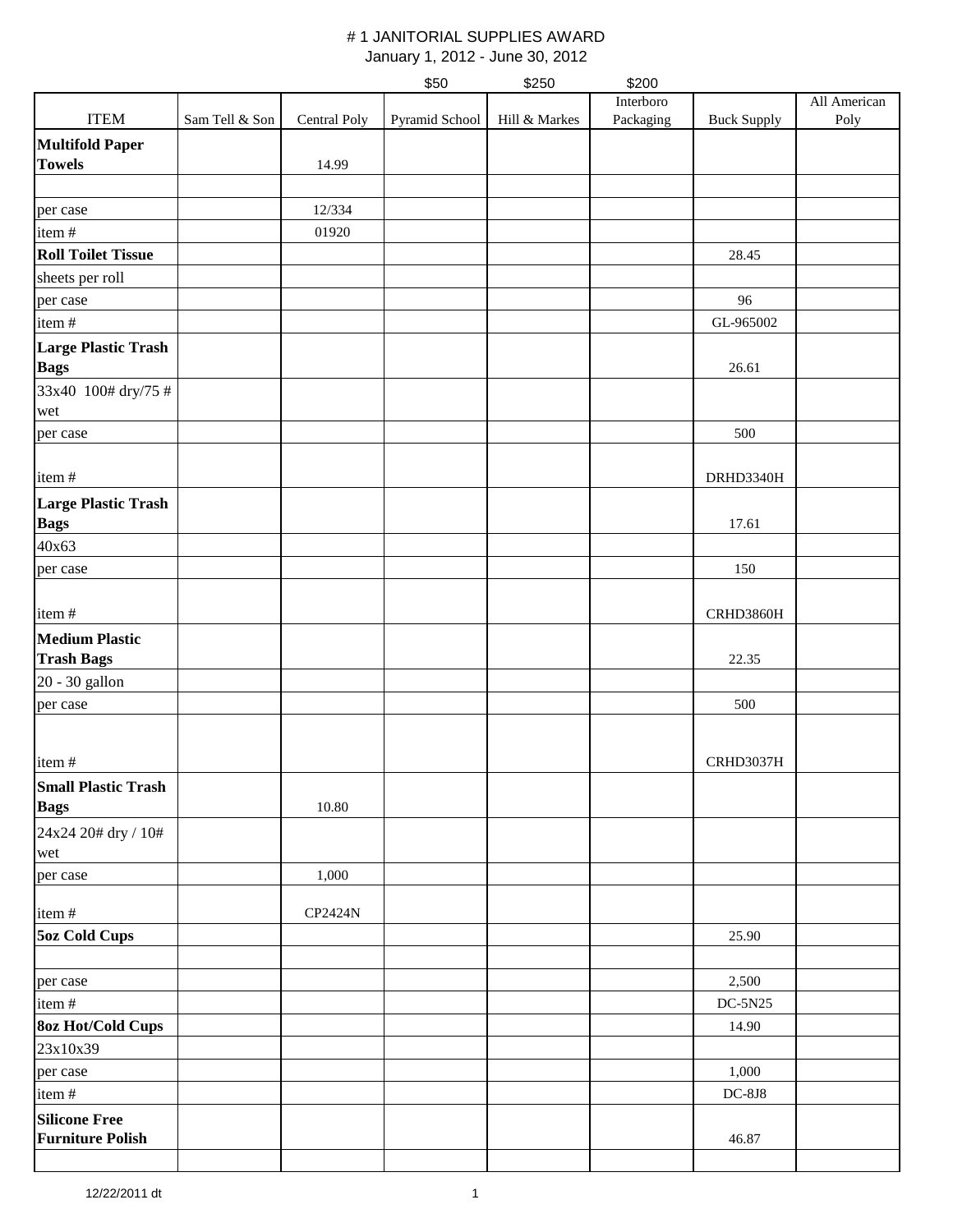# # 1 JANITORIAL SUPPLIES AWARD

January 1, 2012 - June 30, 2012

| | | | $50 | $250 | $200 | | |
|---|---|---|---|---|---|---|---|
| ITEM | Sam Tell & Son | Central Poly | Pyramid School | Hill & Markes | Interboro Packaging | Buck Supply | All American Poly |
| **Multifold Paper Towels** | | 14.99 | | | | | |
| | | | | | | | |
| per case | | 12/334 | | | | | |
| item # | | 01920 | | | | | |
| **Roll Toilet Tissue** | | | | | | 28.45 | |
| sheets per roll | | | | | | | |
| per case | | | | | | 96 | |
| item # | | | | | | GL-965002 | |
| **Large Plastic Trash Bags** | | | | | | 26.61 | |
| 33x40 100# dry/75 # wet | | | | | | | |
| per case | | | | | | 500 | |
| item # | | | | | | DRHD3340H | |
| **Large Plastic Trash Bags** | | | | | | 17.61 | |
| 40x63 | | | | | | | |
| per case | | | | | | 150 | |
| item # | | | | | | CRHD3860H | |
| **Medium Plastic Trash Bags** | | | | | | 22.35 | |
| 20 - 30 gallon | | | | | | | |
| per case | | | | | | 500 | |
| item # | | | | | | CRHD3037H | |
| **Small Plastic Trash Bags** | | 10.80 | | | | | |
| 24x24 20# dry / 10# wet | | | | | | | |
| per case | | 1,000 | | | | | |
| item # | | CP2424N | | | | | |
| **5oz Cold Cups** | | | | | | 25.90 | |
| | | | | | | | |
| per case | | | | | | 2,500 | |
| item # | | | | | | DC-5N25 | |
| **8oz Hot/Cold Cups** | | | | | | 14.90 | |
| 23x10x39 | | | | | | | |
| per case | | | | | | 1,000 | |
| item # | | | | | | DC-8J8 | |
| **Silicone Free Furniture Polish** | | | | | | 46.87 | |
| | | | | | | | |

12/22/2011 dt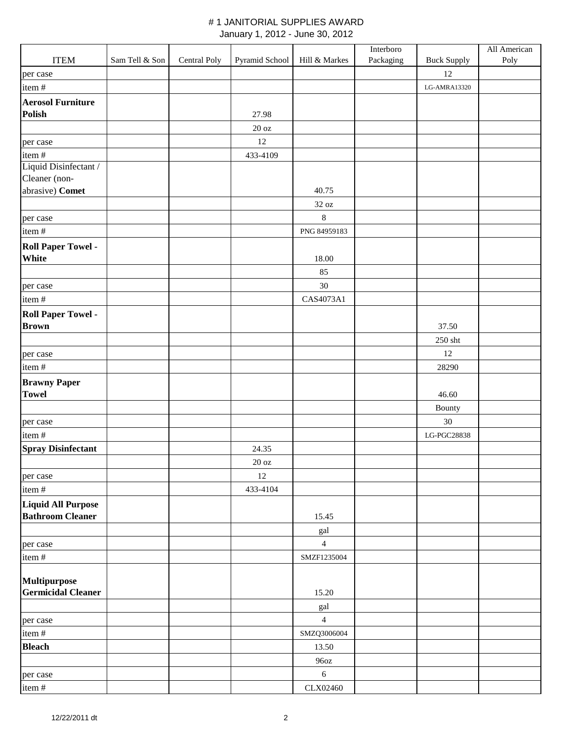# # 1 JANITORIAL SUPPLIES AWARD

January 1, 2012 - June 30, 2012

| ITEM | Sam Tell & Son | Central Poly | Pyramid School | Hill & Markes | Interboro Packaging | Buck Supply | All American Poly |
|---|---|---|---|---|---|---|---|
| per case | | | | | | 12 | |
| item # | | | | | | LG-AMRA13320 | |
| **Aerosol Furniture Polish** | | | 27.98 | | | | |
| | | | 20 oz | | | | |
| per case | | | 12 | | | | |
| item # | | | 433-4109 | | | | |
| Liquid Disinfectant / Cleaner (non-abrasive) **Comet** | | | | 40.75 | | | |
| | | | | 32 oz | | | |
| per case | | | | 8 | | | |
| item # | | | | PNG 84959183 | | | |
| **Roll Paper Towel - White** | | | | 18.00 | | | |
| | | | | 85 | | | |
| per case | | | | 30 | | | |
| item # | | | | CAS4073A1 | | | |
| **Roll Paper Towel - Brown** | | | | | | 37.50 | |
| | | | | | | 250 sht | |
| per case | | | | | | 12 | |
| item # | | | | | | 28290 | |
| **Brawny Paper Towel** | | | | | | 46.60 | |
| | | | | | | Bounty | |
| per case | | | | | | 30 | |
| item # | | | | | | LG-PGC28838 | |
| **Spray Disinfectant** | | | 24.35 | | | | |
| | | | 20 oz | | | | |
| per case | | | 12 | | | | |
| item # | | | 433-4104 | | | | |
| **Liquid All Purpose Bathroom Cleaner** | | | | 15.45 | | | |
| | | | | gal | | | |
| per case | | | | 4 | | | |
| item # | | | | SMZF1235004 | | | |
| **Multipurpose Germicidal Cleaner** | | | | 15.20 | | | |
| | | | | gal | | | |
| per case | | | | 4 | | | |
| item # | | | | SMZQ3006004 | | | |
| **Bleach** | | | | 13.50 | | | |
| | | | | 96oz | | | |
| per case | | | | 6 | | | |
| item # | | | | CLX02460 | | | |

12/22/2011 dt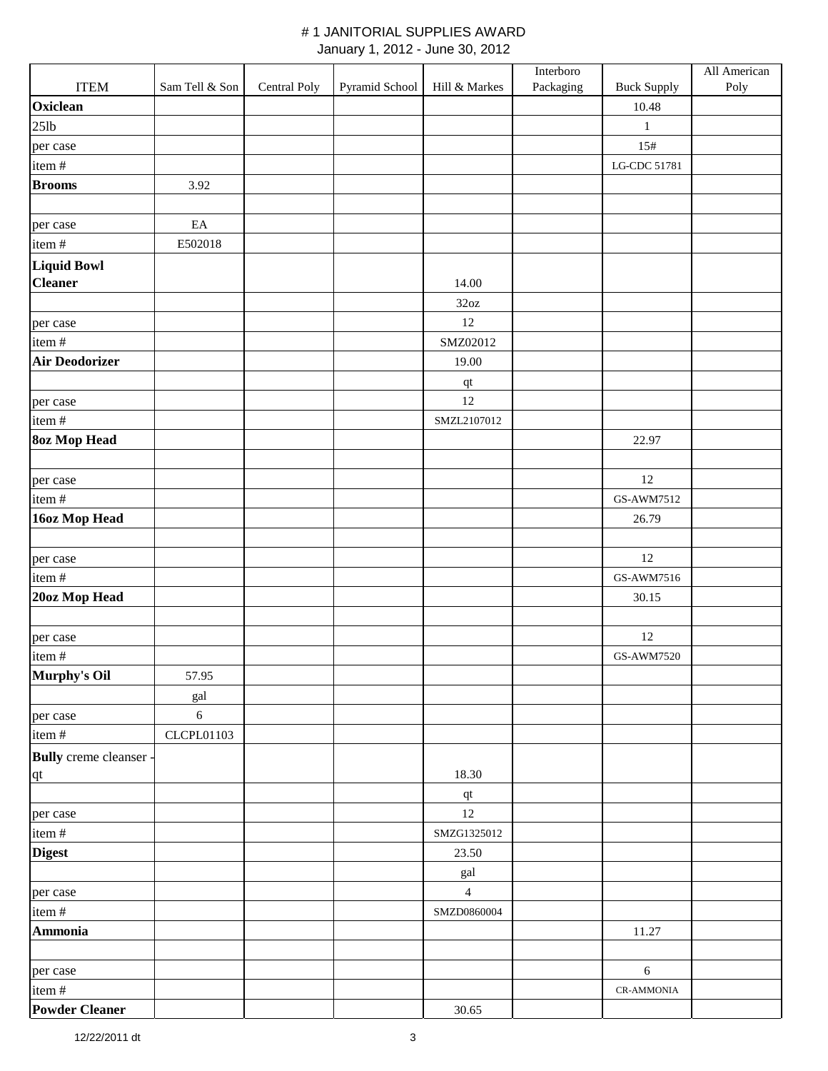# # 1 JANITORIAL SUPPLIES AWARD

January 1, 2012 - June 30, 2012

| ITEM | Sam Tell & Son | Central Poly | Pyramid School | Hill & Markes | Interboro Packaging | Buck Supply | All American Poly |
|---|---|---|---|---|---|---|---|
| **Oxiclean** | | | | | | 10.48 | |
| 25lb | | | | | | 1 | |
| per case | | | | | | 15# | |
| item # | | | | | | LG-CDC 51781 | |
| **Brooms** | 3.92 | | | | | | |
| | | | | | | | |
| per case | EA | | | | | | |
| item # | E502018 | | | | | | |
| **Liquid Bowl Cleaner** | | | | 14.00 | | | |
| | | | | 32oz | | | |
| per case | | | | 12 | | | |
| item # | | | | SMZ02012 | | | |
| **Air Deodorizer** | | | | 19.00 | | | |
| | | | | qt | | | |
| per case | | | | 12 | | | |
| item # | | | | SMZL2107012 | | | |
| **8oz Mop Head** | | | | | | 22.97 | |
| | | | | | | | |
| per case | | | | | | 12 | |
| item # | | | | | | GS-AWM7512 | |
| **16oz Mop Head** | | | | | | 26.79 | |
| | | | | | | | |
| per case | | | | | | 12 | |
| item # | | | | | | GS-AWM7516 | |
| **20oz Mop Head** | | | | | | 30.15 | |
| | | | | | | | |
| per case | | | | | | 12 | |
| item # | | | | | | GS-AWM7520 | |
| **Murphy's Oil** | 57.95 | | | | | | |
| | gal | | | | | | |
| per case | 6 | | | | | | |
| item # | CLCPL01103 | | | | | | |
| **Bully** creme cleanser - qt | | | | 18.30 | | | |
| | | | | qt | | | |
| per case | | | | 12 | | | |
| item # | | | | SMZG1325012 | | | |
| **Digest** | | | | 23.50 | | | |
| | | | | gal | | | |
| per case | | | | 4 | | | |
| item # | | | | SMZD0860004 | | | |
| **Ammonia** | | | | | | 11.27 | |
| | | | | | | | |
| per case | | | | | | 6 | |
| item # | | | | | | CR-AMMONIA | |
| **Powder Cleaner** | | | | 30.65 | | | |

12/22/2011 dt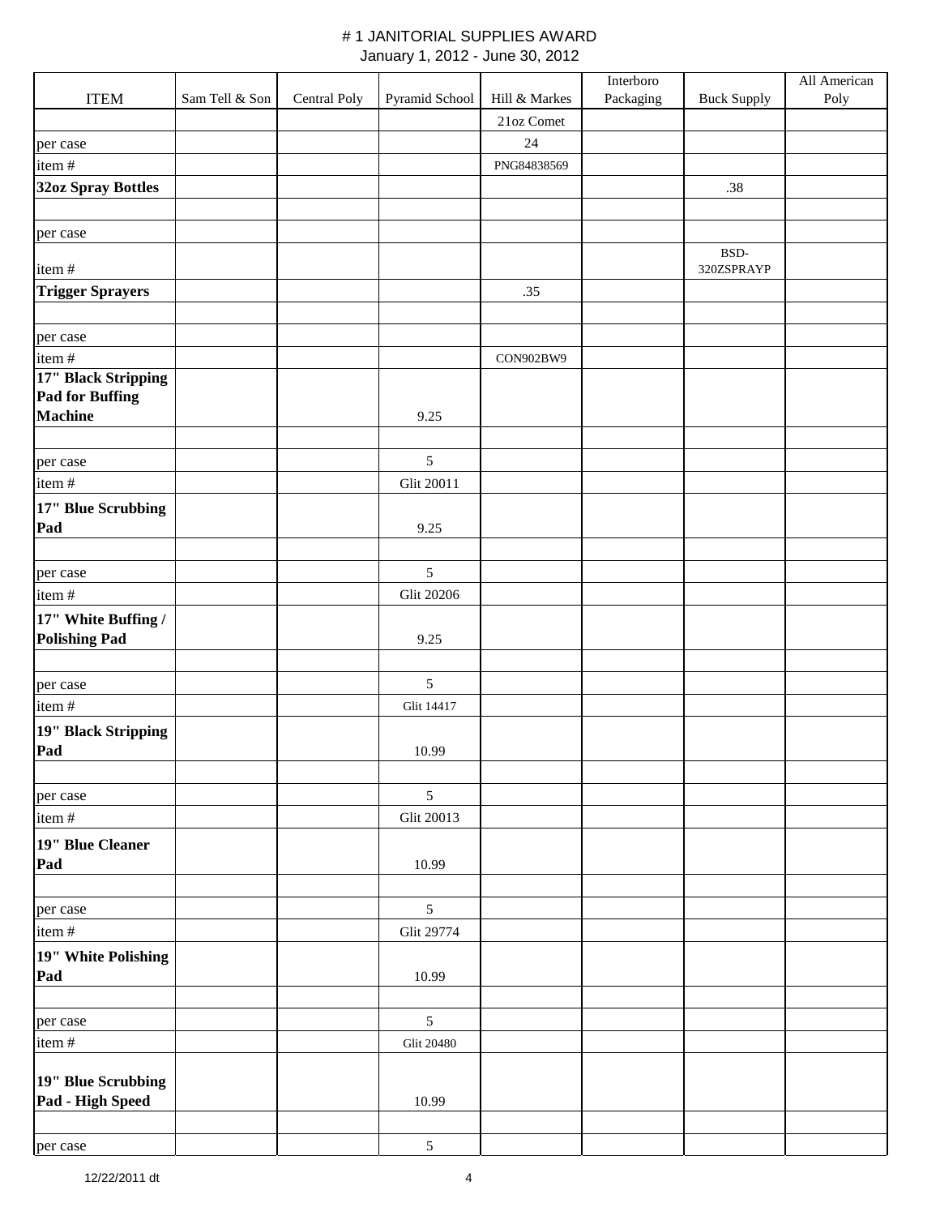# # 1 JANITORIAL SUPPLIES AWARD

January 1, 2012 - June 30, 2012

| ITEM | Sam Tell & Son | Central Poly | Pyramid School | Hill & Markes | Interboro Packaging | Buck Supply | All American Poly |
|---|---|---|---|---|---|---|---|
| | | | | 21oz Comet | | | |
| per case | | | | 24 | | | |
| item # | | | | PNG84838569 | | | |
| **32oz Spray Bottles** | | | | | | .38 | |
| | | | | | | | |
| per case | | | | | | | |
| item # | | | | | | BSD-320ZSPRAYP | |
| **Trigger Sprayers** | | | | .35 | | | |
| | | | | | | | |
| per case | | | | | | | |
| item # | | | | CON902BW9 | | | |
| **17" Black Stripping Pad for Buffing Machine** | | | 9.25 | | | | |
| | | | | | | | |
| per case | | | 5 | | | | |
| item # | | | Glit 20011 | | | | |
| **17" Blue Scrubbing Pad** | | | 9.25 | | | | |
| | | | | | | | |
| per case | | | 5 | | | | |
| item # | | | Glit 20206 | | | | |
| **17" White Buffing / Polishing Pad** | | | 9.25 | | | | |
| | | | | | | | |
| per case | | | 5 | | | | |
| item # | | | Glit 14417 | | | | |
| **19" Black Stripping Pad** | | | 10.99 | | | | |
| | | | | | | | |
| per case | | | 5 | | | | |
| item # | | | Glit 20013 | | | | |
| **19" Blue Cleaner Pad** | | | 10.99 | | | | |
| | | | | | | | |
| per case | | | 5 | | | | |
| item # | | | Glit 29774 | | | | |
| **19" White Polishing Pad** | | | 10.99 | | | | |
| | | | | | | | |
| per case | | | 5 | | | | |
| item # | | | Glit 20480 | | | | |
| **19" Blue Scrubbing Pad - High Speed** | | | 10.99 | | | | |
| | | | | | | | |
| per case | | | 5 | | | | |

12/22/2011 dt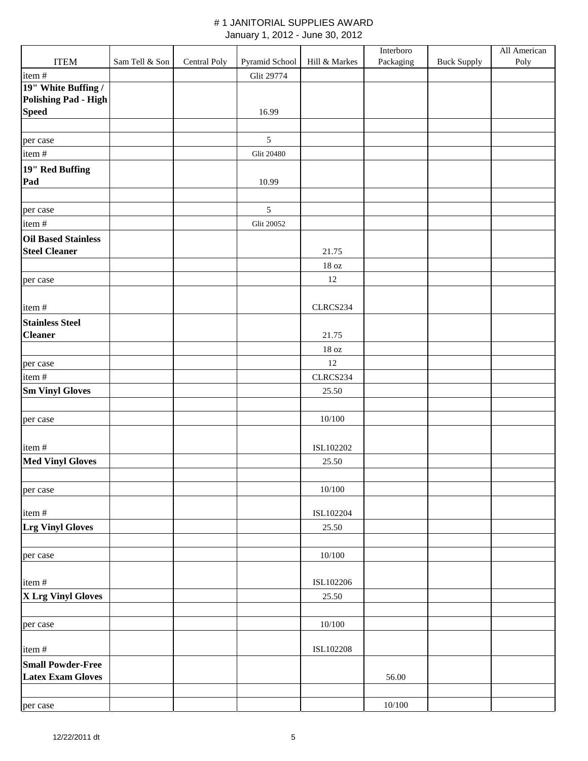# # 1 JANITORIAL SUPPLIES AWARD

January 1, 2012 - June 30, 2012

| ITEM | Sam Tell & Son | Central Poly | Pyramid School | Hill & Markes | Interboro Packaging | Buck Supply | All American Poly |
|---|---|---|---|---|---|---|---|
| item # | | | Glit 29774 | | | | |
| **19" White Buffing / Polishing Pad - High Speed** | | | 16.99 | | | | |
| | | | | | | | |
| per case | | | 5 | | | | |
| item # | | | Glit 20480 | | | | |
| **19" Red Buffing Pad** | | | 10.99 | | | | |
| | | | | | | | |
| per case | | | 5 | | | | |
| item # | | | Glit 20052 | | | | |
| **Oil Based Stainless Steel Cleaner** | | | | 21.75 | | | |
| | | | | 18 oz | | | |
| per case | | | | 12 | | | |
| item # | | | | CLRCS234 | | | |
| **Stainless Steel Cleaner** | | | | 21.75 | | | |
| | | | | 18 oz | | | |
| per case | | | | 12 | | | |
| item # | | | | CLRCS234 | | | |
| **Sm Vinyl Gloves** | | | | 25.50 | | | |
| | | | | | | | |
| per case | | | | 10/100 | | | |
| item # | | | | ISL102202 | | | |
| **Med Vinyl Gloves** | | | | 25.50 | | | |
| | | | | | | | |
| per case | | | | 10/100 | | | |
| item # | | | | ISL102204 | | | |
| **Lrg Vinyl Gloves** | | | | 25.50 | | | |
| | | | | | | | |
| per case | | | | 10/100 | | | |
| item # | | | | ISL102206 | | | |
| **X Lrg Vinyl Gloves** | | | | 25.50 | | | |
| | | | | | | | |
| per case | | | | 10/100 | | | |
| item # | | | | ISL102208 | | | |
| **Small Powder-Free Latex Exam Gloves** | | | | | 56.00 | | |
| | | | | | | | |
| per case | | | | | 10/100 | | |

12/22/2011 dt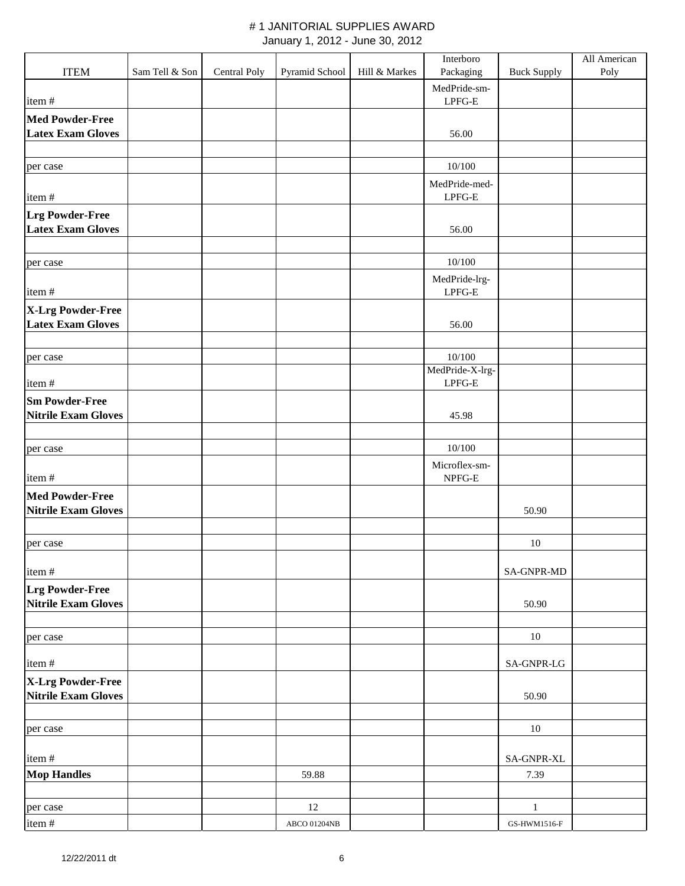# # 1 JANITORIAL SUPPLIES AWARD

January 1, 2012 - June 30, 2012

| ITEM | Sam Tell & Son | Central Poly | Pyramid School | Hill & Markes | Interboro Packaging | Buck Supply | All American Poly |
|---|---|---|---|---|---|---|---|
| item # | | | | | MedPride-sm-LPFG-E | | |
| **Med Powder-Free Latex Exam Gloves** | | | | | 56.00 | | |
| | | | | | | | |
| per case | | | | | 10/100 | | |
| item # | | | | | MedPride-med-LPFG-E | | |
| **Lrg Powder-Free Latex Exam Gloves** | | | | | 56.00 | | |
| | | | | | | | |
| per case | | | | | 10/100 | | |
| item # | | | | | MedPride-lrg-LPFG-E | | |
| **X-Lrg Powder-Free Latex Exam Gloves** | | | | | 56.00 | | |
| | | | | | | | |
| per case | | | | | 10/100 | | |
| item # | | | | | MedPride-X-lrg-LPFG-E | | |
| **Sm Powder-Free Nitrile Exam Gloves** | | | | | 45.98 | | |
| | | | | | | | |
| per case | | | | | 10/100 | | |
| item # | | | | | Microflex-sm-NPFG-E | | |
| **Med Powder-Free Nitrile Exam Gloves** | | | | | | 50.90 | |
| | | | | | | | |
| per case | | | | | | 10 | |
| item # | | | | | | SA-GNPR-MD | |
| **Lrg Powder-Free Nitrile Exam Gloves** | | | | | | 50.90 | |
| | | | | | | | |
| per case | | | | | | 10 | |
| item # | | | | | | SA-GNPR-LG | |
| **X-Lrg Powder-Free Nitrile Exam Gloves** | | | | | | 50.90 | |
| | | | | | | | |
| per case | | | | | | 10 | |
| item # | | | | | | SA-GNPR-XL | |
| **Mop Handles** | | | 59.88 | | | 7.39 | |
| | | | | | | | |
| per case | | | 12 | | | 1 | |
| item # | | | ABCO 01204NB | | | GS-HWM1516-F | |

12/22/2011 dt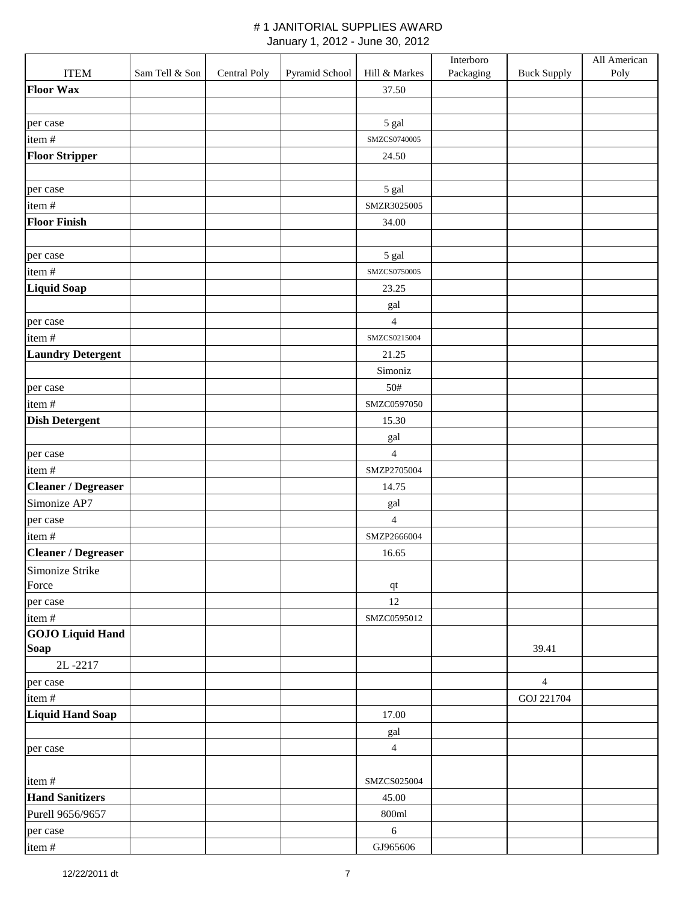# # 1 JANITORIAL SUPPLIES AWARD

January 1, 2012 - June 30, 2012

| ITEM | Sam Tell & Son | Central Poly | Pyramid School | Hill & Markes | Interboro Packaging | Buck Supply | All American Poly |
|---|---|---|---|---|---|---|---|
| **Floor Wax** | | | | 37.50 | | | |
| | | | | | | | |
| per case | | | | 5 gal | | | |
| item # | | | | SMZCS0740005 | | | |
| **Floor Stripper** | | | | 24.50 | | | |
| | | | | | | | |
| per case | | | | 5 gal | | | |
| item # | | | | SMZR3025005 | | | |
| **Floor Finish** | | | | 34.00 | | | |
| | | | | | | | |
| per case | | | | 5 gal | | | |
| item # | | | | SMZCS0750005 | | | |
| **Liquid Soap** | | | | 23.25 | | | |
| | | | | gal | | | |
| per case | | | | 4 | | | |
| item # | | | | SMZCS0215004 | | | |
| **Laundry Detergent** | | | | 21.25 | | | |
| | | | | Simoniz | | | |
| per case | | | | 50# | | | |
| item # | | | | SMZC0597050 | | | |
| **Dish Detergent** | | | | 15.30 | | | |
| | | | | gal | | | |
| per case | | | | 4 | | | |
| item # | | | | SMZP2705004 | | | |
| **Cleaner / Degreaser** | | | | 14.75 | | | |
| Simonize AP7 | | | | gal | | | |
| per case | | | | 4 | | | |
| item # | | | | SMZP2666004 | | | |
| **Cleaner / Degreaser** | | | | 16.65 | | | |
| Simonize Strike Force | | | | qt | | | |
| per case | | | | 12 | | | |
| item # | | | | SMZC0595012 | | | |
| **GOJO Liquid Hand Soap** | | | | | | 39.41 | |
| 2L -2217 | | | | | | | |
| per case | | | | | | 4 | |
| item # | | | | | | GOJ 221704 | |
| **Liquid Hand Soap** | | | | 17.00 | | | |
| | | | | gal | | | |
| per case | | | | 4 | | | |
| item # | | | | SMZCS025004 | | | |
| **Hand Sanitizers** | | | | 45.00 | | | |
| Purell 9656/9657 | | | | 800ml | | | |
| per case | | | | 6 | | | |
| item # | | | | GJ965606 | | | |

12/22/2011 dt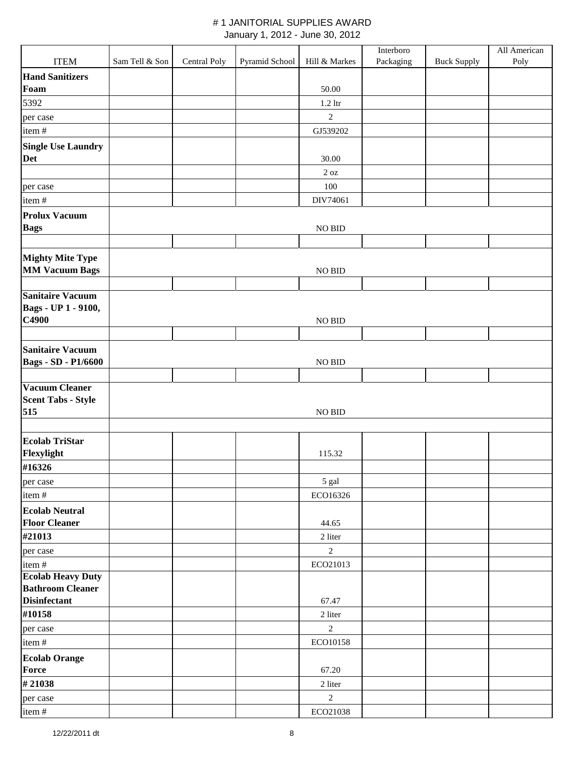# # 1 JANITORIAL SUPPLIES AWARD

January 1, 2012 - June 30, 2012

| ITEM | Sam Tell & Son | Central Poly | Pyramid School | Hill & Markes | Interboro Packaging | Buck Supply | All American Poly |
|---|---|---|---|---|---|---|---|
| **Hand Sanitizers Foam** | | | | 50.00 | | | |
| 5392 | | | | 1.2 ltr | | | |
| per case | | | | 2 | | | |
| item # | | | | GJ539202 | | | |
| **Single Use Laundry Det** | | | | 30.00 | | | |
| | | | | 2 oz | | | |
| per case | | | | 100 | | | |
| item # | | | | DIV74061 | | | |
| **Prolux Vacuum Bags** | | | | NO BID | | | |
| | | | | | | | |
| **Mighty Mite Type MM Vacuum Bags** | | | | NO BID | | | |
| | | | | | | | |
| **Sanitaire Vacuum Bags - UP 1 - 9100, C4900** | | | | NO BID | | | |
| | | | | | | | |
| **Sanitaire Vacuum Bags - SD - P1/6600** | | | | NO BID | | | |
| | | | | | | | |
| **Vacuum Cleaner Scent Tabs - Style 515** | | | | NO BID | | | |
| | | | | | | | |
| **Ecolab TriStar Flexylight** | | | | 115.32 | | | |
| **#16326** | | | | | | | |
| per case | | | | 5 gal | | | |
| item # | | | | ECO16326 | | | |
| **Ecolab Neutral Floor Cleaner** | | | | 44.65 | | | |
| **#21013** | | | | 2 liter | | | |
| per case | | | | 2 | | | |
| item # | | | | ECO21013 | | | |
| **Ecolab Heavy Duty Bathroom Cleaner Disinfectant** | | | | 67.47 | | | |
| **#10158** | | | | 2 liter | | | |
| per case | | | | 2 | | | |
| item # | | | | ECO10158 | | | |
| **Ecolab Orange Force** | | | | 67.20 | | | |
| **# 21038** | | | | 2 liter | | | |
| per case | | | | 2 | | | |
| item # | | | | ECO21038 | | | |

12/22/2011 dt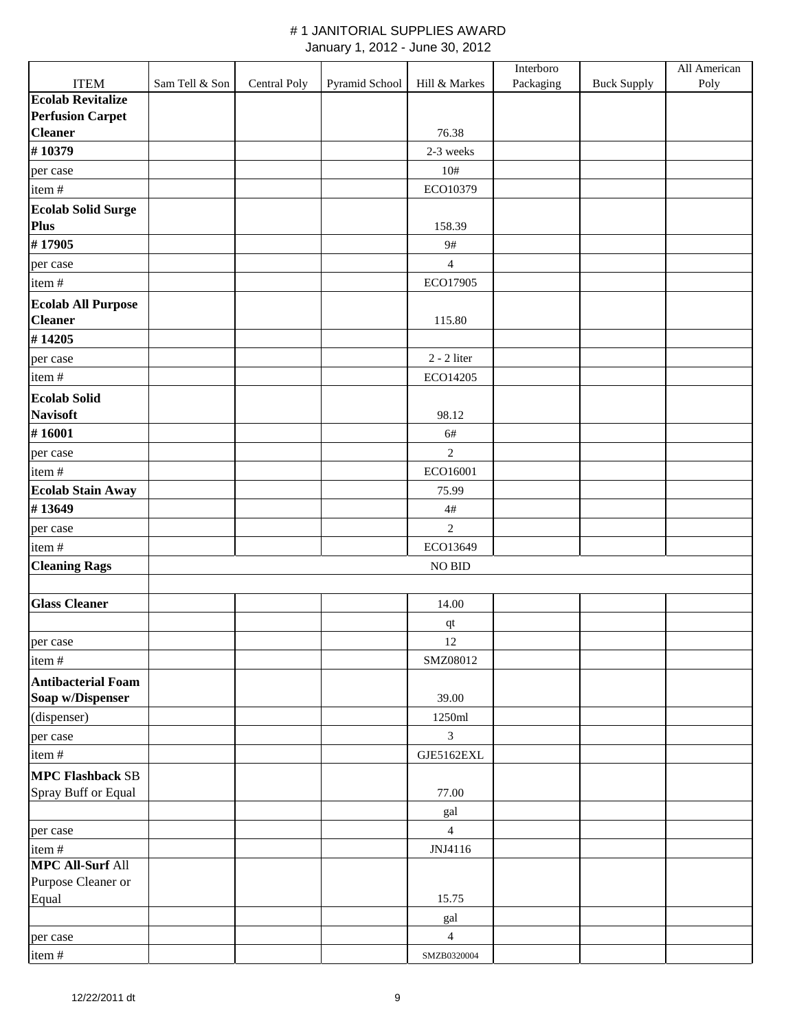# # 1 JANITORIAL SUPPLIES AWARD

January 1, 2012 - June 30, 2012

| ITEM | Sam Tell & Son | Central Poly | Pyramid School | Hill & Markes | Interboro Packaging | Buck Supply | All American Poly |
|---|---|---|---|---|---|---|---|
| **Ecolab Revitalize Perfusion Carpet Cleaner** | | | | 76.38 | | | |
| **# 10379** | | | | 2-3 weeks | | | |
| per case | | | | 10# | | | |
| item # | | | | ECO10379 | | | |
| **Ecolab Solid Surge Plus** | | | | 158.39 | | | |
| **# 17905** | | | | 9# | | | |
| per case | | | | 4 | | | |
| item # | | | | ECO17905 | | | |
| **Ecolab All Purpose Cleaner** | | | | 115.80 | | | |
| **# 14205** | | | | | | | |
| per case | | | | 2 - 2 liter | | | |
| item # | | | | ECO14205 | | | |
| **Ecolab Solid Navisoft** | | | | 98.12 | | | |
| **# 16001** | | | | 6# | | | |
| per case | | | | 2 | | | |
| item # | | | | ECO16001 | | | |
| **Ecolab Stain Away** | | | | 75.99 | | | |
| **# 13649** | | | | 4# | | | |
| per case | | | | 2 | | | |
| item # | | | | ECO13649 | | | |
| **Cleaning Rags** | | | | NO BID | | | |
| | | | | | | | |
| **Glass Cleaner** | | | | 14.00 | | | |
| | | | | qt | | | |
| per case | | | | 12 | | | |
| item # | | | | SMZ08012 | | | |
| **Antibacterial Foam Soap w/Dispenser** | | | | 39.00 | | | |
| (dispenser) | | | | 1250ml | | | |
| per case | | | | 3 | | | |
| item # | | | | GJE5162EXL | | | |
| **MPC Flashback** SB Spray Buff or Equal | | | | 77.00 | | | |
| | | | | gal | | | |
| per case | | | | 4 | | | |
| item # | | | | JNJ4116 | | | |
| **MPC All-Surf** All Purpose Cleaner or Equal | | | | 15.75 | | | |
| | | | | gal | | | |
| per case | | | | 4 | | | |
| item # | | | | SMZB0320004 | | | |

12/22/2011 dt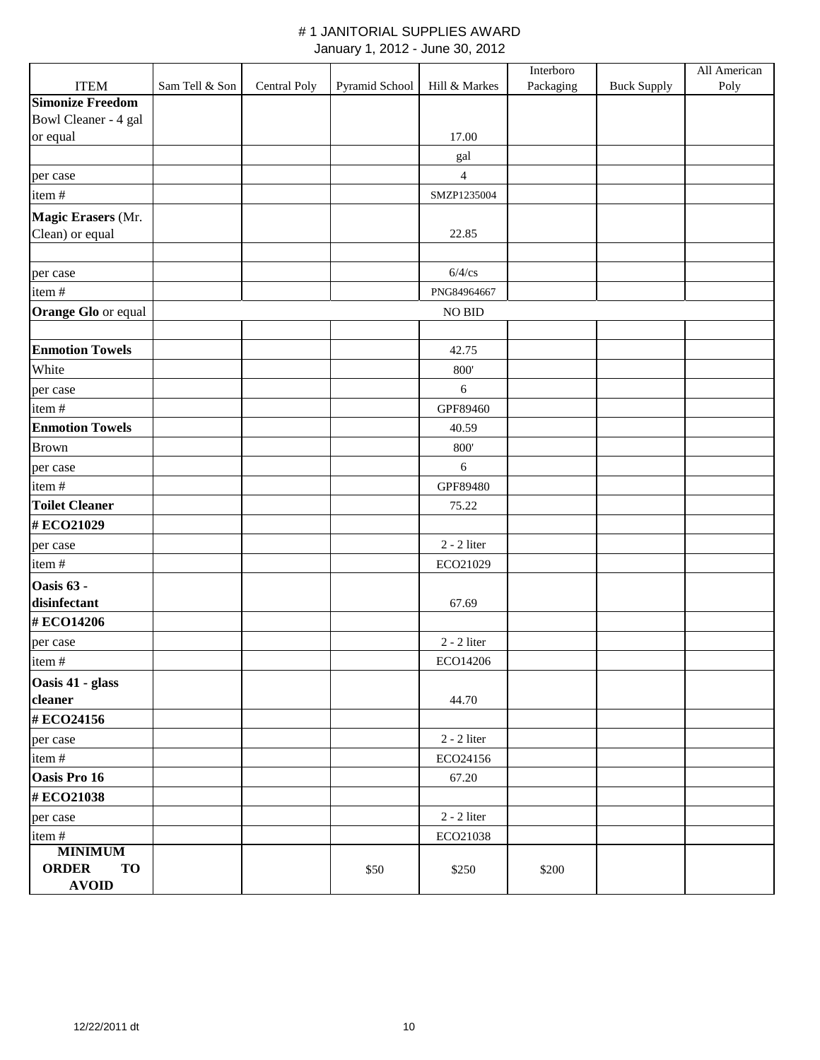# # 1 JANITORIAL SUPPLIES AWARD

January 1, 2012 - June 30, 2012

| ITEM | Sam Tell & Son | Central Poly | Pyramid School | Hill & Markes | Interboro Packaging | Buck Supply | All American Poly |
|---|---|---|---|---|---|---|---|
| **Simonize Freedom** Bowl Cleaner - 4 gal or equal | | | | 17.00 | | | |
| | | | | gal | | | |
| per case | | | | 4 | | | |
| item # | | | | SMZP1235004 | | | |
| **Magic Erasers** (Mr. Clean) or equal | | | | 22.85 | | | |
| | | | | | | | |
| per case | | | | 6/4/cs | | | |
| item # | | | | PNG84964667 | | | |
| **Orange Glo** or equal | | | | NO BID | | | |
| | | | | | | | |
| **Enmotion Towels** | | | | 42.75 | | | |
| White | | | | 800' | | | |
| per case | | | | 6 | | | |
| item # | | | | GPF89460 | | | |
| **Enmotion Towels** | | | | 40.59 | | | |
| Brown | | | | 800' | | | |
| per case | | | | 6 | | | |
| item # | | | | GPF89480 | | | |
| **Toilet Cleaner** | | | | 75.22 | | | |
| **# ECO21029** | | | | | | | |
| per case | | | | 2 - 2 liter | | | |
| item # | | | | ECO21029 | | | |
| **Oasis 63 - disinfectant** | | | | 67.69 | | | |
| **# ECO14206** | | | | | | | |
| per case | | | | 2 - 2 liter | | | |
| item # | | | | ECO14206 | | | |
| **Oasis 41 - glass cleaner** | | | | 44.70 | | | |
| **# ECO24156** | | | | | | | |
| per case | | | | 2 - 2 liter | | | |
| item # | | | | ECO24156 | | | |
| **Oasis Pro 16** | | | | 67.20 | | | |
| **# ECO21038** | | | | | | | |
| per case | | | | 2 - 2 liter | | | |
| item # | | | | ECO21038 | | | |
| **MINIMUM ORDER TO AVOID** | | | $50 | $250 | $200 | | |

12/22/2011 dt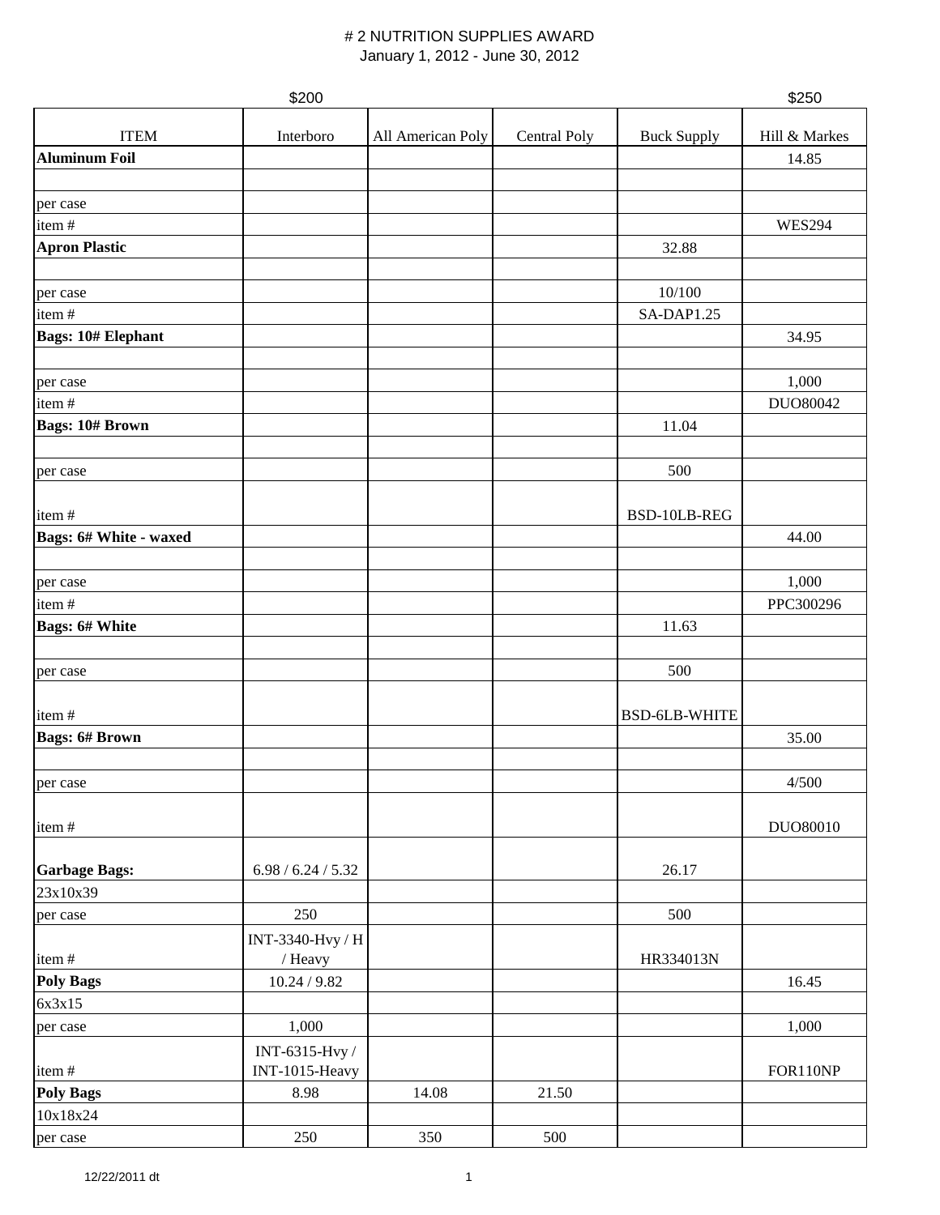# # 2 NUTRITION SUPPLIES AWARD

January 1, 2012 - June 30, 2012

| | $200 | | | | $250 |
|---|---|---|---|---|---|
| ITEM | Interboro | All American Poly | Central Poly | Buck Supply | Hill & Markes |
| **Aluminum Foil** | | | | | 14.85 |
| | | | | | |
| per case | | | | | |
| item # | | | | | WES294 |
| **Apron Plastic** | | | | 32.88 | |
| | | | | | |
| per case | | | | 10/100 | |
| item # | | | | SA-DAP1.25 | |
| **Bags: 10# Elephant** | | | | | 34.95 |
| | | | | | |
| per case | | | | | 1,000 |
| item # | | | | | DUO80042 |
| **Bags: 10# Brown** | | | | 11.04 | |
| | | | | | |
| per case | | | | 500 | |
| item # | | | | BSD-10LB-REG | |
| **Bags: 6# White - waxed** | | | | | 44.00 |
| | | | | | |
| per case | | | | | 1,000 |
| item # | | | | | PPC300296 |
| **Bags: 6# White** | | | | 11.63 | |
| | | | | | |
| per case | | | | 500 | |
| item # | | | | BSD-6LB-WHITE | |
| **Bags: 6# Brown** | | | | | 35.00 |
| | | | | | |
| per case | | | | | 4/500 |
| item # | | | | | DUO80010 |
| **Garbage Bags:** | 6.98 / 6.24 / 5.32 | | | 26.17 | |
| 23x10x39 | | | | | |
| per case | 250 | | | 500 | |
| item # | INT-3340-Hvy / H / Heavy | | | HR334013N | |
| **Poly Bags** | 10.24 / 9.82 | | | | 16.45 |
| 6x3x15 | | | | | |
| per case | 1,000 | | | | 1,000 |
| item # | INT-6315-Hvy / INT-1015-Heavy | | | | FOR110NP |
| **Poly Bags** | 8.98 | 14.08 | 21.50 | | |
| 10x18x24 | | | | | |
| per case | 250 | 350 | 500 | | |

12/22/2011 dt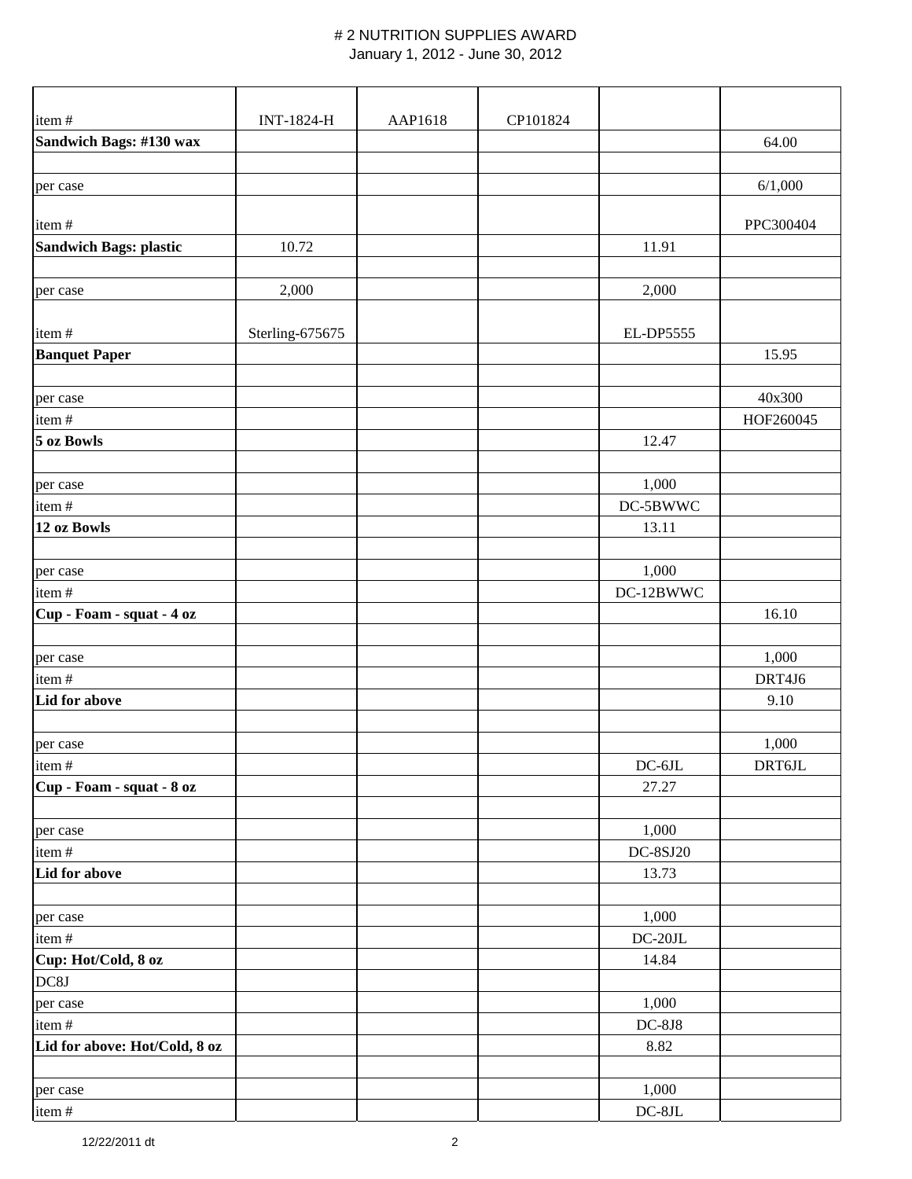# # 2 NUTRITION SUPPLIES AWARD

January 1, 2012 - June 30, 2012

| item # | INT-1824-H | AAP1618 | CP101824 | | |
|---|---|---|---|---|---|
| **Sandwich Bags: #130 wax** | | | | | 64.00 |
| | | | | | |
| per case | | | | | 6/1,000 |
| item # | | | | | PPC300404 |
| **Sandwich Bags: plastic** | 10.72 | | | 11.91 | |
| | | | | | |
| per case | 2,000 | | | 2,000 | |
| item # | Sterling-675675 | | | EL-DP5555 | |
| **Banquet Paper** | | | | | 15.95 |
| | | | | | |
| per case | | | | | 40x300 |
| item # | | | | | HOF260045 |
| **5 oz Bowls** | | | | 12.47 | |
| | | | | | |
| per case | | | | 1,000 | |
| item # | | | | DC-5BWWC | |
| **12 oz Bowls** | | | | 13.11 | |
| | | | | | |
| per case | | | | 1,000 | |
| item # | | | | DC-12BWWC | |
| **Cup - Foam - squat - 4 oz** | | | | | 16.10 |
| | | | | | |
| per case | | | | | 1,000 |
| item # | | | | | DRT4J6 |
| **Lid for above** | | | | | 9.10 |
| | | | | | |
| per case | | | | | 1,000 |
| item # | | | | DC-6JL | DRT6JL |
| **Cup - Foam - squat - 8 oz** | | | | 27.27 | |
| | | | | | |
| per case | | | | 1,000 | |
| item # | | | | DC-8SJ20 | |
| **Lid for above** | | | | 13.73 | |
| | | | | | |
| per case | | | | 1,000 | |
| item # | | | | DC-20JL | |
| **Cup: Hot/Cold, 8 oz** | | | | 14.84 | |
| DC8J | | | | | |
| per case | | | | 1,000 | |
| item # | | | | DC-8J8 | |
| **Lid for above: Hot/Cold, 8 oz** | | | | 8.82 | |
| | | | | | |
| per case | | | | 1,000 | |
| item # | | | | DC-8JL | |

12/22/2011 dt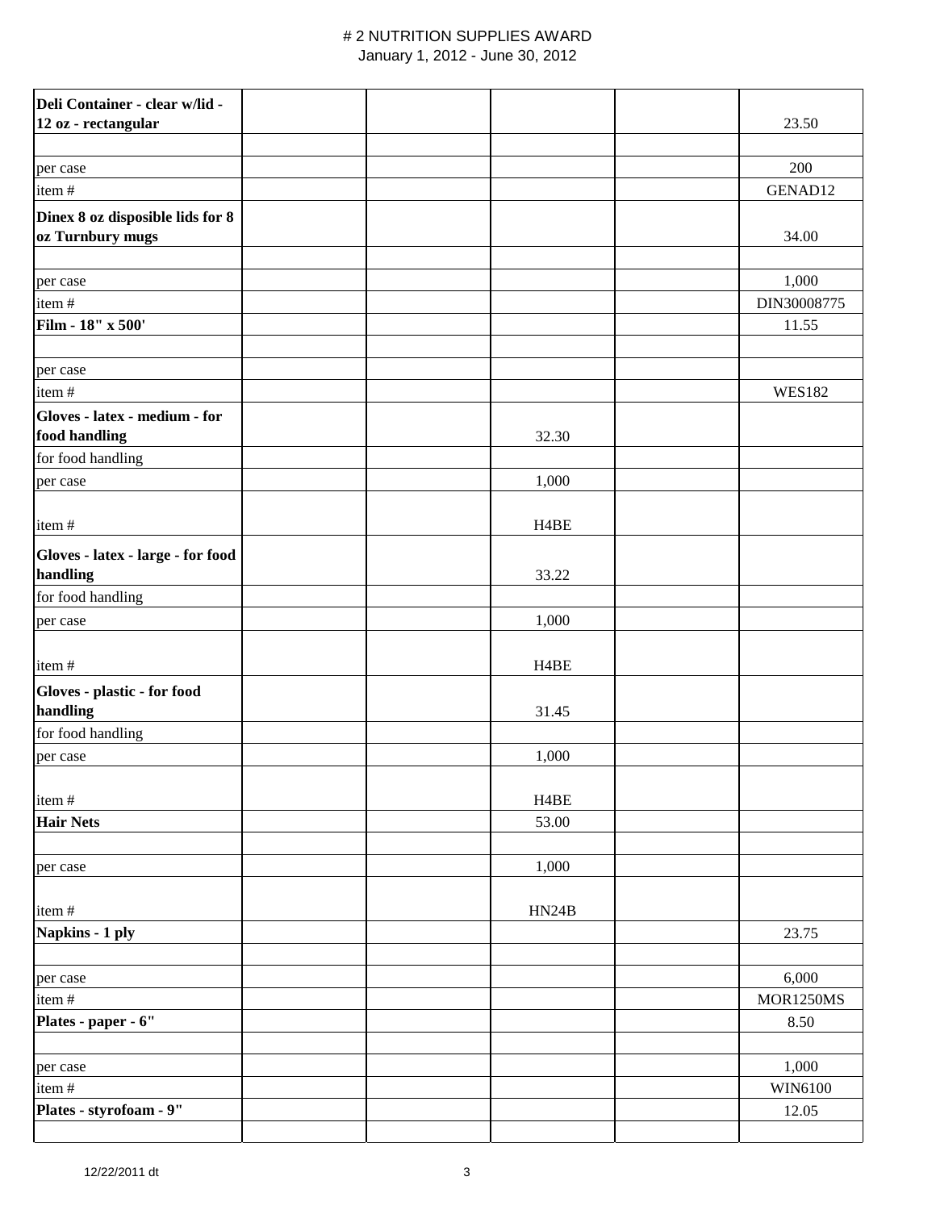# # 2 NUTRITION SUPPLIES AWARD

January 1, 2012 - June 30, 2012

| | | | | | |
|---|---|---|---|---|---|
| **Deli Container - clear w/lid - 12 oz - rectangular** | | | | | 23.50 |
| | | | | | |
| per case | | | | | 200 |
| item # | | | | | GENAD12 |
| **Dinex 8 oz disposible lids for 8 oz Turnbury mugs** | | | | | 34.00 |
| | | | | | |
| per case | | | | | 1,000 |
| item # | | | | | DIN30008775 |
| **Film - 18" x 500'** | | | | | 11.55 |
| | | | | | |
| per case | | | | | |
| item # | | | | | WES182 |
| **Gloves - latex - medium - for food handling** | | | 32.30 | | |
| for food handling | | | | | |
| per case | | | 1,000 | | |
| item # | | | H4BE | | |
| **Gloves - latex - large - for food handling** | | | 33.22 | | |
| for food handling | | | | | |
| per case | | | 1,000 | | |
| item # | | | H4BE | | |
| **Gloves - plastic - for food handling** | | | 31.45 | | |
| for food handling | | | | | |
| per case | | | 1,000 | | |
| item # | | | H4BE | | |
| **Hair Nets** | | | 53.00 | | |
| | | | | | |
| per case | | | 1,000 | | |
| item # | | | HN24B | | |
| **Napkins - 1 ply** | | | | | 23.75 |
| | | | | | |
| per case | | | | | 6,000 |
| item # | | | | | MOR1250MS |
| **Plates - paper - 6"** | | | | | 8.50 |
| | | | | | |
| per case | | | | | 1,000 |
| item # | | | | | WIN6100 |
| **Plates - styrofoam - 9"** | | | | | 12.05 |
| | | | | | |

12/22/2011 dt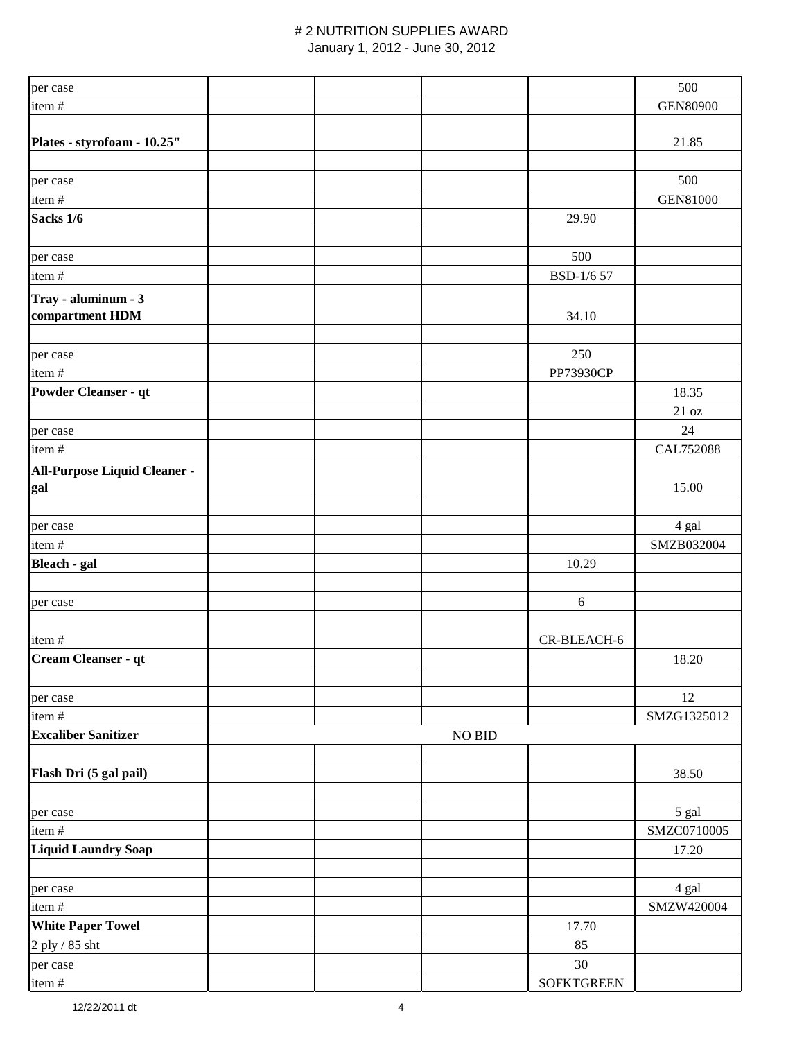# # 2 NUTRITION SUPPLIES AWARD

January 1, 2012 - June 30, 2012

| | | | | | |
|---|---|---|---|---|---|
| per case | | | | | 500 |
| item # | | | | | GEN80900 |
| **Plates - styrofoam - 10.25"** | | | | | 21.85 |
| | | | | | |
| per case | | | | | 500 |
| item # | | | | | GEN81000 |
| **Sacks 1/6** | | | | 29.90 | |
| | | | | | |
| per case | | | | 500 | |
| item # | | | | BSD-1/6 57 | |
| **Tray - aluminum - 3 compartment HDM** | | | | 34.10 | |
| | | | | | |
| per case | | | | 250 | |
| item # | | | | PP73930CP | |
| **Powder Cleanser - qt** | | | | | 18.35 |
| | | | | | 21 oz |
| per case | | | | | 24 |
| item # | | | | | CAL752088 |
| **All-Purpose Liquid Cleaner - gal** | | | | | 15.00 |
| | | | | | |
| per case | | | | | 4 gal |
| item # | | | | | SMZB032004 |
| **Bleach - gal** | | | | 10.29 | |
| | | | | | |
| per case | | | | 6 | |
| item # | | | | CR-BLEACH-6 | |
| **Cream Cleanser - qt** | | | | | 18.20 |
| | | | | | |
| per case | | | | | 12 |
| item # | | | | | SMZG1325012 |
| **Excaliber Sanitizer** | | | NO BID | | |
| | | | | | |
| **Flash Dri (5 gal pail)** | | | | | 38.50 |
| | | | | | |
| per case | | | | | 5 gal |
| item # | | | | | SMZC0710005 |
| **Liquid Laundry Soap** | | | | | 17.20 |
| | | | | | |
| per case | | | | | 4 gal |
| item # | | | | | SMZW420004 |
| **White Paper Towel** | | | | 17.70 | |
| 2 ply / 85 sht | | | | 85 | |
| per case | | | | 30 | |
| item # | | | | SOFKTGREEN | |

12/22/2011 dt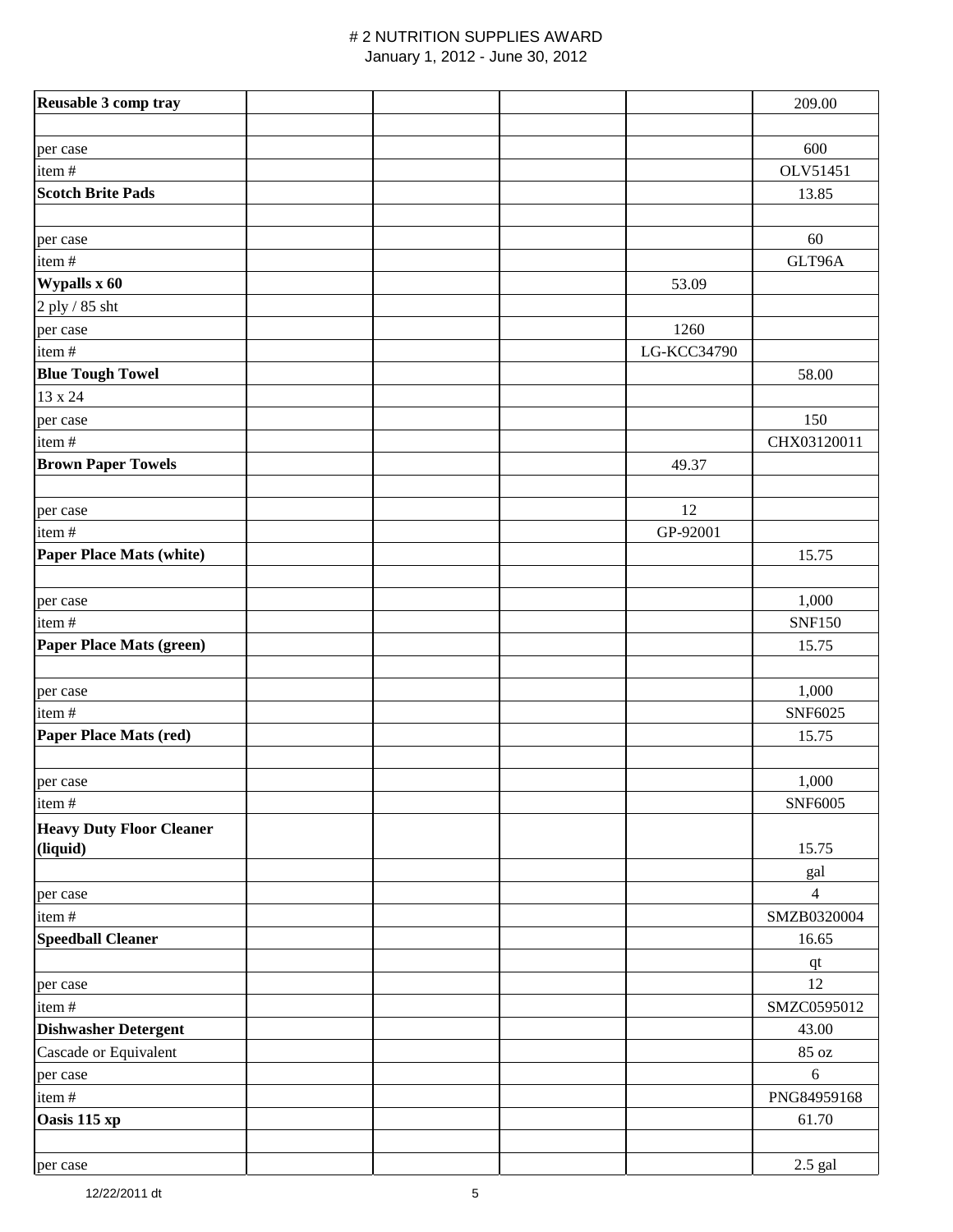# # 2 NUTRITION SUPPLIES AWARD

January 1, 2012 - June 30, 2012

| | | | | | |
|---|---|---|---|---|---|
| **Reusable 3 comp tray** | | | | | 209.00 |
| | | | | | |
| per case | | | | | 600 |
| item # | | | | | OLV51451 |
| **Scotch Brite Pads** | | | | | 13.85 |
| | | | | | |
| per case | | | | | 60 |
| item # | | | | | GLT96A |
| **Wypalls x 60** | | | | 53.09 | |
| 2 ply / 85 sht | | | | | |
| per case | | | | 1260 | |
| item # | | | | LG-KCC34790 | |
| **Blue Tough Towel** | | | | | 58.00 |
| 13 x 24 | | | | | |
| per case | | | | | 150 |
| item # | | | | | CHX03120011 |
| **Brown Paper Towels** | | | | 49.37 | |
| | | | | | |
| per case | | | | 12 | |
| item # | | | | GP-92001 | |
| **Paper Place Mats (white)** | | | | | 15.75 |
| | | | | | |
| per case | | | | | 1,000 |
| item # | | | | | SNF150 |
| **Paper Place Mats (green)** | | | | | 15.75 |
| | | | | | |
| per case | | | | | 1,000 |
| item # | | | | | SNF6025 |
| **Paper Place Mats (red)** | | | | | 15.75 |
| | | | | | |
| per case | | | | | 1,000 |
| item # | | | | | SNF6005 |
| **Heavy Duty Floor Cleaner (liquid)** | | | | | 15.75 |
| | | | | | gal |
| per case | | | | | 4 |
| item # | | | | | SMZB0320004 |
| **Speedball Cleaner** | | | | | 16.65 |
| | | | | | qt |
| per case | | | | | 12 |
| item # | | | | | SMZC0595012 |
| **Dishwasher Detergent** | | | | | 43.00 |
| Cascade or Equivalent | | | | | 85 oz |
| per case | | | | | 6 |
| item # | | | | | PNG84959168 |
| **Oasis 115 xp** | | | | | 61.70 |
| | | | | | |
| per case | | | | | 2.5 gal |

12/22/2011 dt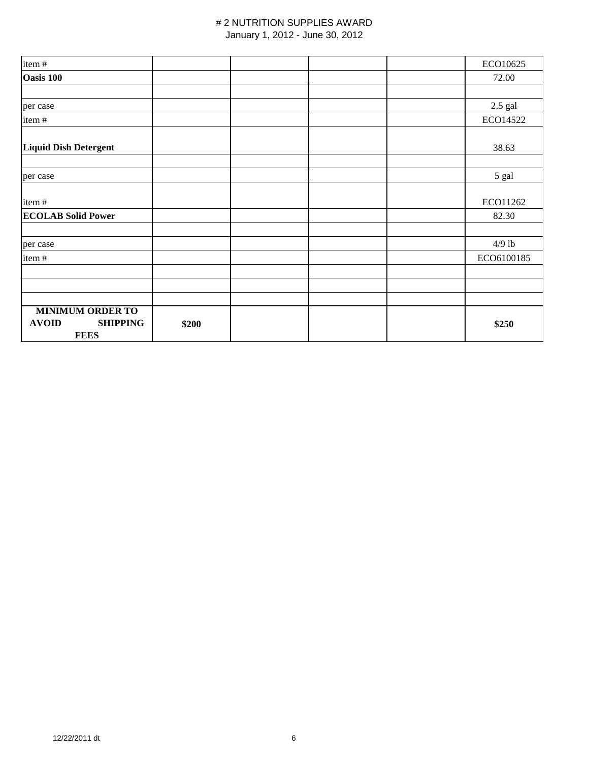# # 2 NUTRITION SUPPLIES AWARD

January 1, 2012 - June 30, 2012

| | | | | | |
|---|---|---|---|---|---|
| item # | | | | | ECO10625 |
| **Oasis 100** | | | | | 72.00 |
| | | | | | |
| per case | | | | | 2.5 gal |
| item # | | | | | ECO14522 |
| **Liquid Dish Detergent** | | | | | 38.63 |
| | | | | | |
| per case | | | | | 5 gal |
| item # | | | | | ECO11262 |
| **ECOLAB Solid Power** | | | | | 82.30 |
| | | | | | |
| per case | | | | | 4/9 lb |
| item # | | | | | ECO6100185 |
| | | | | | |
| | | | | | |
| | | | | | |
| **MINIMUM ORDER TO AVOID SHIPPING FEES** | **$200** | | | | **$250** |